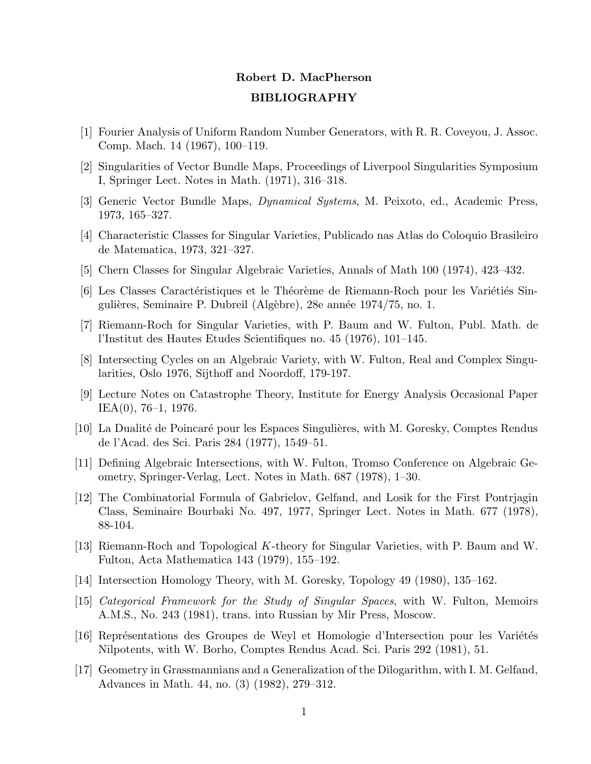**Robert D. MacPherson**

**BIBLIOGRAPHY**

[1] Fourier Analysis of Uniform Random Number Generators, with R. R. Coveyou, J. Assoc. Comp. Mach. 14 (1967), 100–119.

[2] Singularities of Vector Bundle Maps, Proceedings of Liverpool Singularities Symposium I, Springer Lect. Notes in Math. (1971), 316–318.

[3] Generic Vector Bundle Maps, *Dynamical Systems*, M. Peixoto, ed., Academic Press, 1973, 165–327.

[4] Characteristic Classes for Singular Varieties, Publicado nas Atlas do Coloquio Brasileiro de Matematica, 1973, 321–327.

[5] Chern Classes for Singular Algebraic Varieties, Annals of Math 100 (1974), 423–432.

[6] Les Classes Caractéristiques et le Théorème de Riemann-Roch pour les Variétiés Singulières, Seminaire P. Dubreil (Algèbre), 28e année 1974/75, no. 1.

[7] Riemann-Roch for Singular Varieties, with P. Baum and W. Fulton, Publ. Math. de l'Institut des Hautes Etudes Scientifiques no. 45 (1976), 101–145.

[8] Intersecting Cycles on an Algebraic Variety, with W. Fulton, Real and Complex Singularities, Oslo 1976, Sijthoff and Noordoff, 179-197.

[9] Lecture Notes on Catastrophe Theory, Institute for Energy Analysis Occasional Paper IEA(0), 76–1, 1976.

[10] La Dualité de Poincaré pour les Espaces Singulières, with M. Goresky, Comptes Rendus de l'Acad. des Sci. Paris 284 (1977), 1549–51.

[11] Defining Algebraic Intersections, with W. Fulton, Tromso Conference on Algebraic Geometry, Springer-Verlag, Lect. Notes in Math. 687 (1978), 1–30.

[12] The Combinatorial Formula of Gabrielov, Gelfand, and Losik for the First Pontrjagin Class, Seminaire Bourbaki No. 497, 1977, Springer Lect. Notes in Math. 677 (1978), 88-104.

[13] Riemann-Roch and Topological $K$-theory for Singular Varieties, with P. Baum and W. Fulton, Acta Mathematica 143 (1979), 155–192.

[14] Intersection Homology Theory, with M. Goresky, Topology 49 (1980), 135–162.

[15] *Categorical Framework for the Study of Singular Spaces*, with W. Fulton, Memoirs A.M.S., No. 243 (1981), trans. into Russian by Mir Press, Moscow.

[16] Représentations des Groupes de Weyl et Homologie d'Intersection pour les Variétés Nilpotents, with W. Borho, Comptes Rendus Acad. Sci. Paris 292 (1981), 51.

[17] Geometry in Grassmannians and a Generalization of the Dilogarithm, with I. M. Gelfand, Advances in Math. 44, no. (3) (1982), 279–312.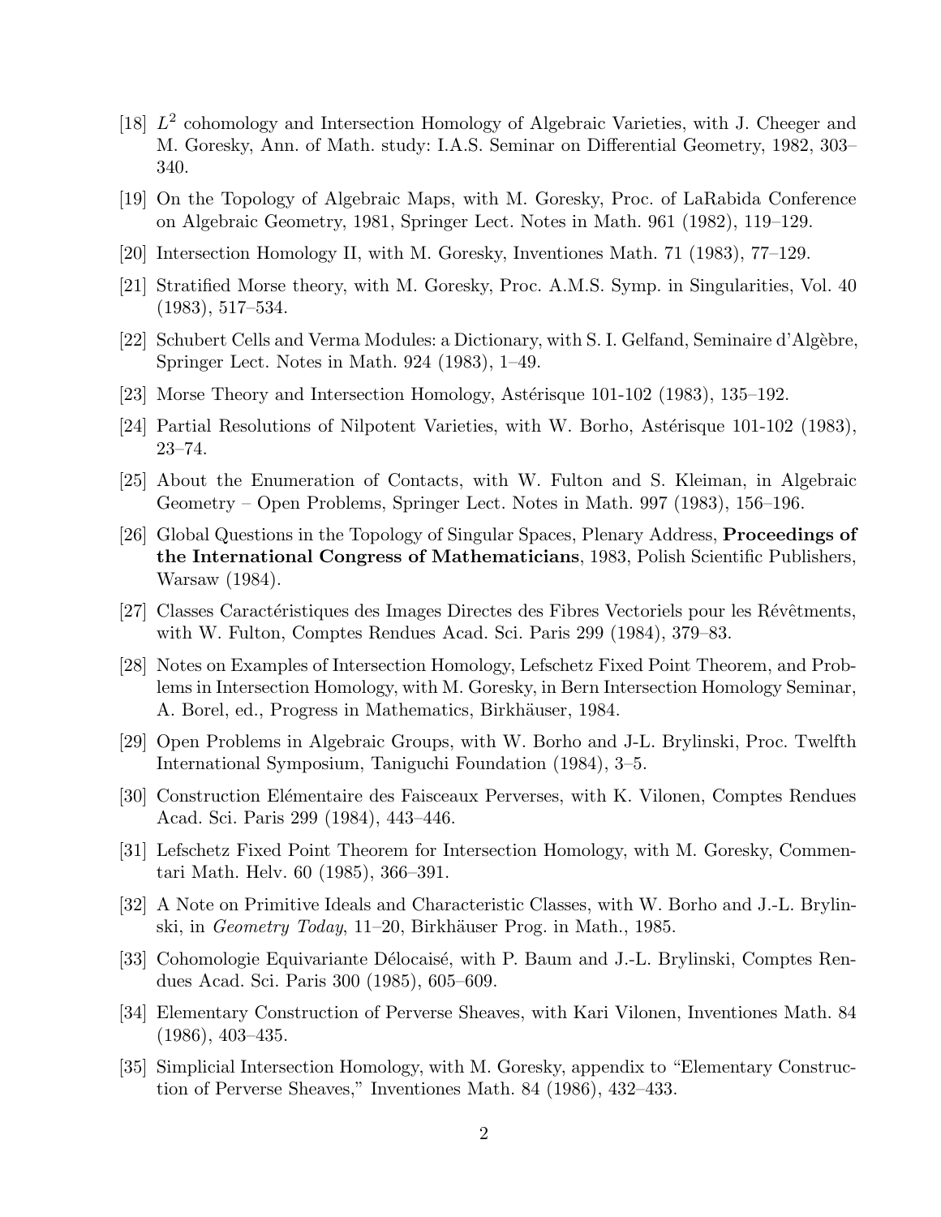[18] $L^2$ cohomology and Intersection Homology of Algebraic Varieties, with J. Cheeger and M. Goresky, Ann. of Math. study: I.A.S. Seminar on Differential Geometry, 1982, 303–340.

[19] On the Topology of Algebraic Maps, with M. Goresky, Proc. of LaRabida Conference on Algebraic Geometry, 1981, Springer Lect. Notes in Math. 961 (1982), 119–129.

[20] Intersection Homology II, with M. Goresky, Inventiones Math. 71 (1983), 77–129.

[21] Stratified Morse theory, with M. Goresky, Proc. A.M.S. Symp. in Singularities, Vol. 40 (1983), 517–534.

[22] Schubert Cells and Verma Modules: a Dictionary, with S. I. Gelfand, Seminaire d'Algèbre, Springer Lect. Notes in Math. 924 (1983), 1–49.

[23] Morse Theory and Intersection Homology, Astérisque 101-102 (1983), 135–192.

[24] Partial Resolutions of Nilpotent Varieties, with W. Borho, Astérisque 101-102 (1983), 23–74.

[25] About the Enumeration of Contacts, with W. Fulton and S. Kleiman, in Algebraic Geometry – Open Problems, Springer Lect. Notes in Math. 997 (1983), 156–196.

[26] Global Questions in the Topology of Singular Spaces, Plenary Address, **Proceedings of the International Congress of Mathematicians**, 1983, Polish Scientific Publishers, Warsaw (1984).

[27] Classes Caractéristiques des Images Directes des Fibres Vectoriels pour les Révêtments, with W. Fulton, Comptes Rendues Acad. Sci. Paris 299 (1984), 379–83.

[28] Notes on Examples of Intersection Homology, Lefschetz Fixed Point Theorem, and Problems in Intersection Homology, with M. Goresky, in Bern Intersection Homology Seminar, A. Borel, ed., Progress in Mathematics, Birkhäuser, 1984.

[29] Open Problems in Algebraic Groups, with W. Borho and J-L. Brylinski, Proc. Twelfth International Symposium, Taniguchi Foundation (1984), 3–5.

[30] Construction Elémentaire des Faisceaux Perverses, with K. Vilonen, Comptes Rendues Acad. Sci. Paris 299 (1984), 443–446.

[31] Lefschetz Fixed Point Theorem for Intersection Homology, with M. Goresky, Commentari Math. Helv. 60 (1985), 366–391.

[32] A Note on Primitive Ideals and Characteristic Classes, with W. Borho and J.-L. Brylinski, in *Geometry Today*, 11–20, Birkhäuser Prog. in Math., 1985.

[33] Cohomologie Equivariante Délocaisé, with P. Baum and J.-L. Brylinski, Comptes Rendues Acad. Sci. Paris 300 (1985), 605–609.

[34] Elementary Construction of Perverse Sheaves, with Kari Vilonen, Inventiones Math. 84 (1986), 403–435.

[35] Simplicial Intersection Homology, with M. Goresky, appendix to "Elementary Construction of Perverse Sheaves," Inventiones Math. 84 (1986), 432–433.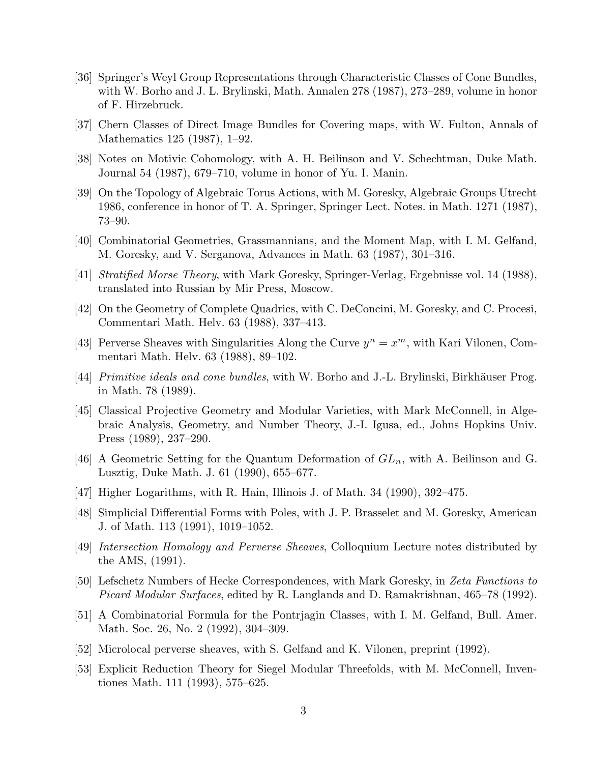[36] Springer's Weyl Group Representations through Characteristic Classes of Cone Bundles, with W. Borho and J. L. Brylinski, Math. Annalen 278 (1987), 273–289, volume in honor of F. Hirzebruck.

[37] Chern Classes of Direct Image Bundles for Covering maps, with W. Fulton, Annals of Mathematics 125 (1987), 1–92.

[38] Notes on Motivic Cohomology, with A. H. Beilinson and V. Schechtman, Duke Math. Journal 54 (1987), 679–710, volume in honor of Yu. I. Manin.

[39] On the Topology of Algebraic Torus Actions, with M. Goresky, Algebraic Groups Utrecht 1986, conference in honor of T. A. Springer, Springer Lect. Notes. in Math. 1271 (1987), 73–90.

[40] Combinatorial Geometries, Grassmannians, and the Moment Map, with I. M. Gelfand, M. Goresky, and V. Serganova, Advances in Math. 63 (1987), 301–316.

[41] *Stratified Morse Theory*, with Mark Goresky, Springer-Verlag, Ergebnisse vol. 14 (1988), translated into Russian by Mir Press, Moscow.

[42] On the Geometry of Complete Quadrics, with C. DeConcini, M. Goresky, and C. Procesi, Commentari Math. Helv. 63 (1988), 337–413.

[43] Perverse Sheaves with Singularities Along the Curve $y^n = x^m$, with Kari Vilonen, Commentari Math. Helv. 63 (1988), 89–102.

[44] *Primitive ideals and cone bundles*, with W. Borho and J.-L. Brylinski, Birkhäuser Prog. in Math. 78 (1989).

[45] Classical Projective Geometry and Modular Varieties, with Mark McConnell, in Algebraic Analysis, Geometry, and Number Theory, J.-I. Igusa, ed., Johns Hopkins Univ. Press (1989), 237–290.

[46] A Geometric Setting for the Quantum Deformation of $GL_n$, with A. Beilinson and G. Lusztig, Duke Math. J. 61 (1990), 655–677.

[47] Higher Logarithms, with R. Hain, Illinois J. of Math. 34 (1990), 392–475.

[48] Simplicial Differential Forms with Poles, with J. P. Brasselet and M. Goresky, American J. of Math. 113 (1991), 1019–1052.

[49] *Intersection Homology and Perverse Sheaves*, Colloquium Lecture notes distributed by the AMS, (1991).

[50] Lefschetz Numbers of Hecke Correspondences, with Mark Goresky, in *Zeta Functions to Picard Modular Surfaces*, edited by R. Langlands and D. Ramakrishnan, 465–78 (1992).

[51] A Combinatorial Formula for the Pontrjagin Classes, with I. M. Gelfand, Bull. Amer. Math. Soc. 26, No. 2 (1992), 304–309.

[52] Microlocal perverse sheaves, with S. Gelfand and K. Vilonen, preprint (1992).

[53] Explicit Reduction Theory for Siegel Modular Threefolds, with M. McConnell, Inventiones Math. 111 (1993), 575–625.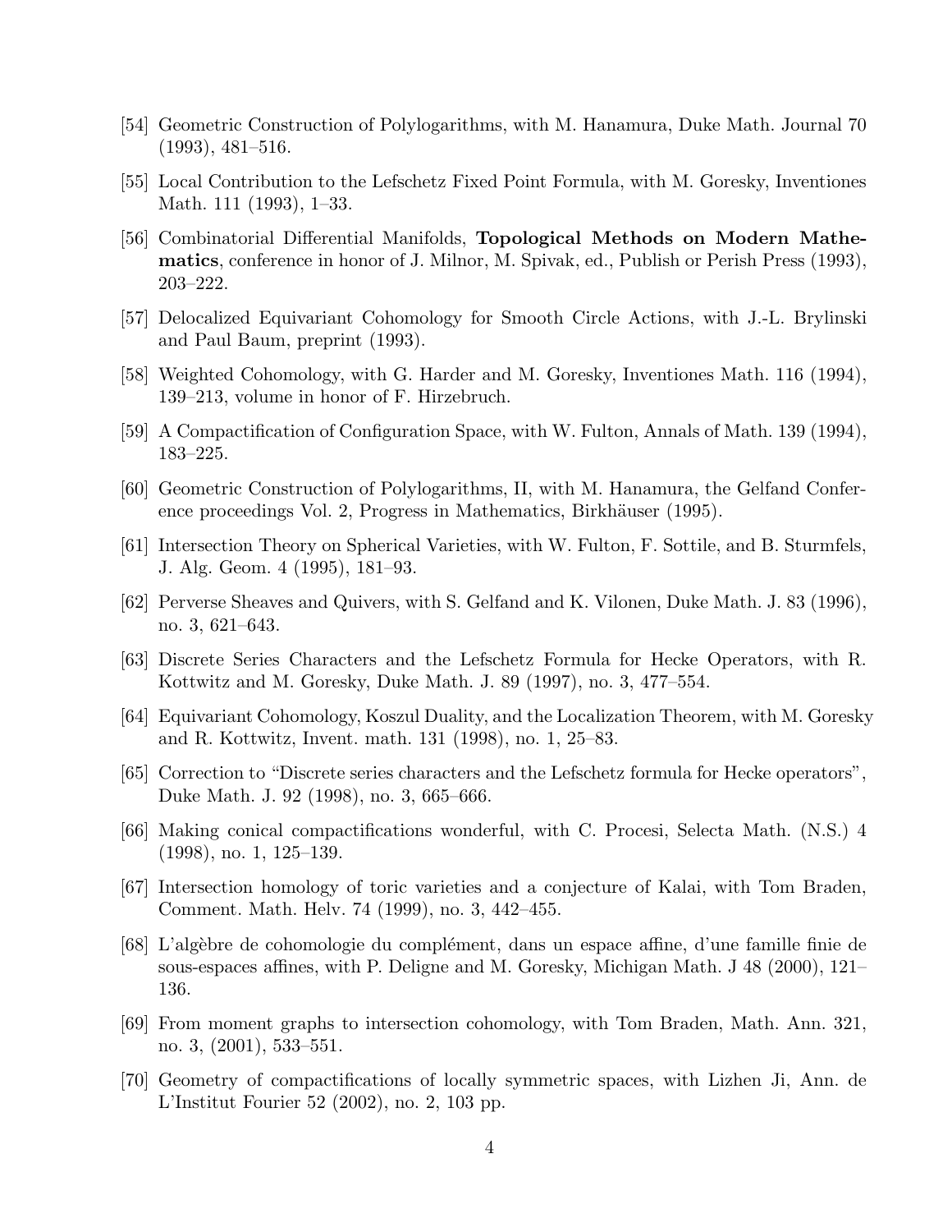[54] Geometric Construction of Polylogarithms, with M. Hanamura, Duke Math. Journal 70 (1993), 481–516.

[55] Local Contribution to the Lefschetz Fixed Point Formula, with M. Goresky, Inventiones Math. 111 (1993), 1–33.

[56] Combinatorial Differential Manifolds, **Topological Methods on Modern Mathematics**, conference in honor of J. Milnor, M. Spivak, ed., Publish or Perish Press (1993), 203–222.

[57] Delocalized Equivariant Cohomology for Smooth Circle Actions, with J.-L. Brylinski and Paul Baum, preprint (1993).

[58] Weighted Cohomology, with G. Harder and M. Goresky, Inventiones Math. 116 (1994), 139–213, volume in honor of F. Hirzebruch.

[59] A Compactification of Configuration Space, with W. Fulton, Annals of Math. 139 (1994), 183–225.

[60] Geometric Construction of Polylogarithms, II, with M. Hanamura, the Gelfand Conference proceedings Vol. 2, Progress in Mathematics, Birkhäuser (1995).

[61] Intersection Theory on Spherical Varieties, with W. Fulton, F. Sottile, and B. Sturmfels, J. Alg. Geom. 4 (1995), 181–93.

[62] Perverse Sheaves and Quivers, with S. Gelfand and K. Vilonen, Duke Math. J. 83 (1996), no. 3, 621–643.

[63] Discrete Series Characters and the Lefschetz Formula for Hecke Operators, with R. Kottwitz and M. Goresky, Duke Math. J. 89 (1997), no. 3, 477–554.

[64] Equivariant Cohomology, Koszul Duality, and the Localization Theorem, with M. Goresky and R. Kottwitz, Invent. math. 131 (1998), no. 1, 25–83.

[65] Correction to "Discrete series characters and the Lefschetz formula for Hecke operators", Duke Math. J. 92 (1998), no. 3, 665–666.

[66] Making conical compactifications wonderful, with C. Procesi, Selecta Math. (N.S.) 4 (1998), no. 1, 125–139.

[67] Intersection homology of toric varieties and a conjecture of Kalai, with Tom Braden, Comment. Math. Helv. 74 (1999), no. 3, 442–455.

[68] L'algèbre de cohomologie du complément, dans un espace affine, d'une famille finie de sous-espaces affines, with P. Deligne and M. Goresky, Michigan Math. J 48 (2000), 121–136.

[69] From moment graphs to intersection cohomology, with Tom Braden, Math. Ann. 321, no. 3, (2001), 533–551.

[70] Geometry of compactifications of locally symmetric spaces, with Lizhen Ji, Ann. de L'Institut Fourier 52 (2002), no. 2, 103 pp.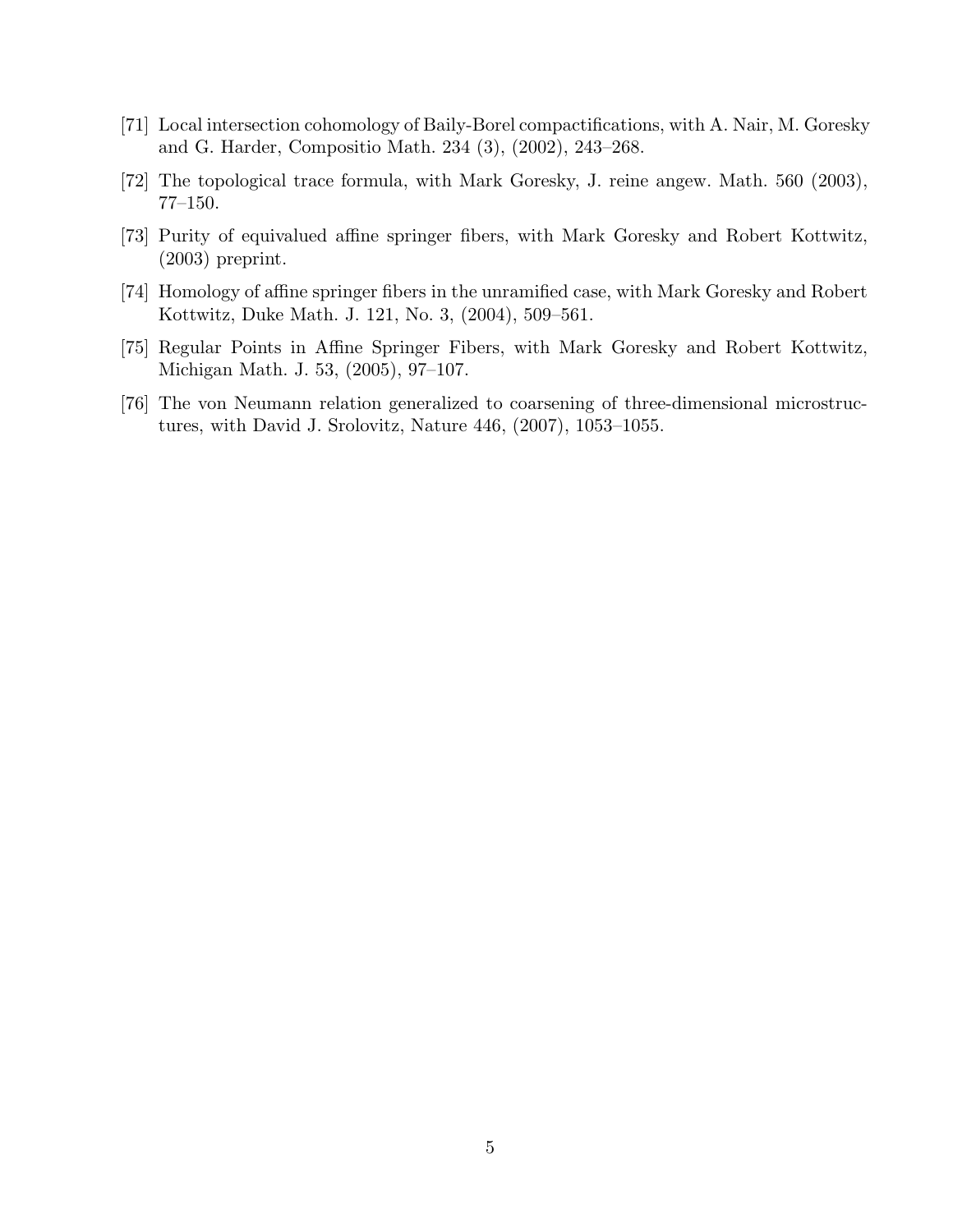[71] Local intersection cohomology of Baily-Borel compactifications, with A. Nair, M. Goresky and G. Harder, Compositio Math. 234 (3), (2002), 243–268.

[72] The topological trace formula, with Mark Goresky, J. reine angew. Math. 560 (2003), 77–150.

[73] Purity of equivalued affine springer fibers, with Mark Goresky and Robert Kottwitz, (2003) preprint.

[74] Homology of affine springer fibers in the unramified case, with Mark Goresky and Robert Kottwitz, Duke Math. J. 121, No. 3, (2004), 509–561.

[75] Regular Points in Affine Springer Fibers, with Mark Goresky and Robert Kottwitz, Michigan Math. J. 53, (2005), 97–107.

[76] The von Neumann relation generalized to coarsening of three-dimensional microstructures, with David J. Srolovitz, Nature 446, (2007), 1053–1055.